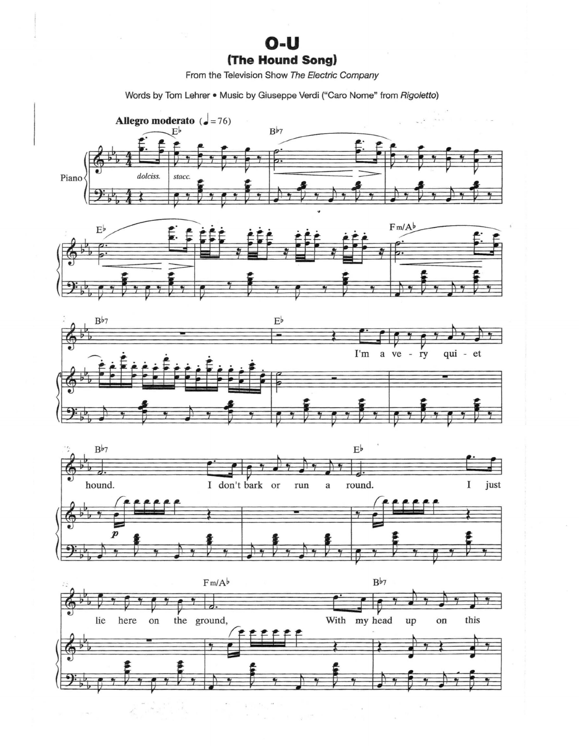# O-U

## (The Hound Song)

From the Television Show *The Electric Company*

Words by Tom Lehrer • Music by Giuseppe Verdi ("Caro Nome" from *Rigoletto*)

**Allegro moderato** (♩ = 76)

I'm a very quiet hound. I don't bark or run around. I just lie here on the ground, With my head up on this